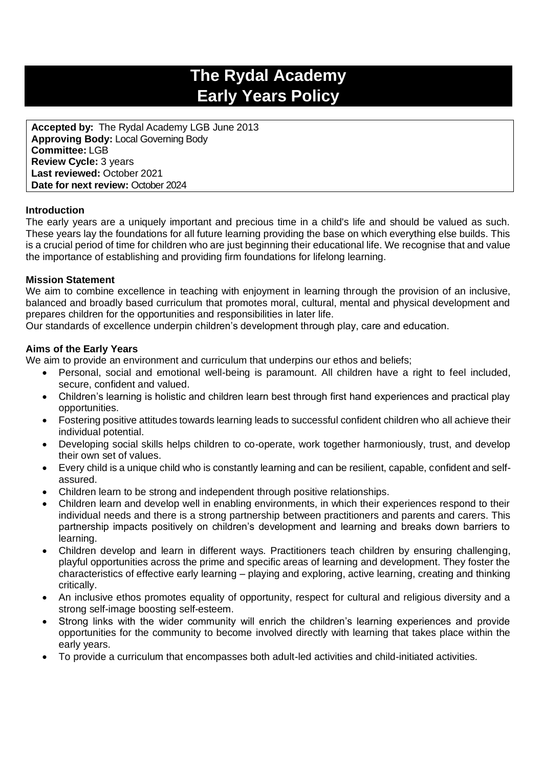# The Rydal Academy
# Early Years Policy

**Accepted by:** The Rydal Academy LGB June 2013
**Approving Body:** Local Governing Body
**Committee:** LGB
**Review Cycle:** 3 years
**Last reviewed:** October 2021
**Date for next review:** October 2024

### Introduction

The early years are a uniquely important and precious time in a child's life and should be valued as such. These years lay the foundations for all future learning providing the base on which everything else builds. This is a crucial period of time for children who are just beginning their educational life. We recognise that and value the importance of establishing and providing firm foundations for lifelong learning.

### Mission Statement

We aim to combine excellence in teaching with enjoyment in learning through the provision of an inclusive, balanced and broadly based curriculum that promotes moral, cultural, mental and physical development and prepares children for the opportunities and responsibilities in later life.

Our standards of excellence underpin children's development through play, care and education.

### Aims of the Early Years

We aim to provide an environment and curriculum that underpins our ethos and beliefs;

- Personal, social and emotional well-being is paramount. All children have a right to feel included, secure, confident and valued.
- Children's learning is holistic and children learn best through first hand experiences and practical play opportunities.
- Fostering positive attitudes towards learning leads to successful confident children who all achieve their individual potential.
- Developing social skills helps children to co-operate, work together harmoniously, trust, and develop their own set of values.
- Every child is a unique child who is constantly learning and can be resilient, capable, confident and self-assured.
- Children learn to be strong and independent through positive relationships.
- Children learn and develop well in enabling environments, in which their experiences respond to their individual needs and there is a strong partnership between practitioners and parents and carers. This partnership impacts positively on children's development and learning and breaks down barriers to learning.
- Children develop and learn in different ways. Practitioners teach children by ensuring challenging, playful opportunities across the prime and specific areas of learning and development. They foster the characteristics of effective early learning – playing and exploring, active learning, creating and thinking critically.
- An inclusive ethos promotes equality of opportunity, respect for cultural and religious diversity and a strong self-image boosting self-esteem.
- Strong links with the wider community will enrich the children's learning experiences and provide opportunities for the community to become involved directly with learning that takes place within the early years.
- To provide a curriculum that encompasses both adult-led activities and child-initiated activities.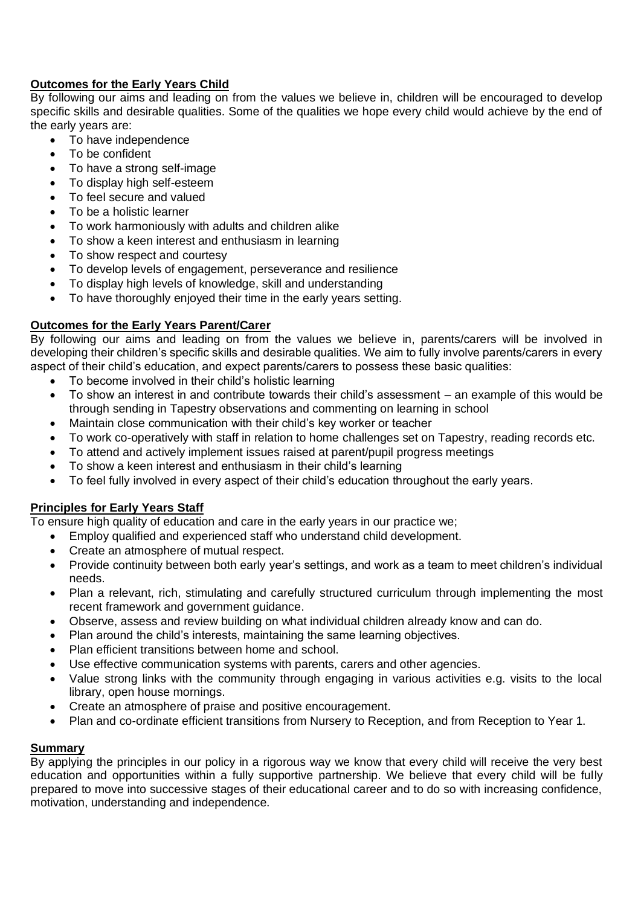## Outcomes for the Early Years Child

By following our aims and leading on from the values we believe in, children will be encouraged to develop specific skills and desirable qualities. Some of the qualities we hope every child would achieve by the end of the early years are:

- To have independence
- To be confident
- To have a strong self-image
- To display high self-esteem
- To feel secure and valued
- To be a holistic learner
- To work harmoniously with adults and children alike
- To show a keen interest and enthusiasm in learning
- To show respect and courtesy
- To develop levels of engagement, perseverance and resilience
- To display high levels of knowledge, skill and understanding
- To have thoroughly enjoyed their time in the early years setting.

## Outcomes for the Early Years Parent/Carer

By following our aims and leading on from the values we believe in, parents/carers will be involved in developing their children's specific skills and desirable qualities. We aim to fully involve parents/carers in every aspect of their child's education, and expect parents/carers to possess these basic qualities:

- To become involved in their child's holistic learning
- To show an interest in and contribute towards their child's assessment – an example of this would be through sending in Tapestry observations and commenting on learning in school
- Maintain close communication with their child's key worker or teacher
- To work co-operatively with staff in relation to home challenges set on Tapestry, reading records etc.
- To attend and actively implement issues raised at parent/pupil progress meetings
- To show a keen interest and enthusiasm in their child's learning
- To feel fully involved in every aspect of their child's education throughout the early years.

## Principles for Early Years Staff

To ensure high quality of education and care in the early years in our practice we;

- Employ qualified and experienced staff who understand child development.
- Create an atmosphere of mutual respect.
- Provide continuity between both early year's settings, and work as a team to meet children's individual needs.
- Plan a relevant, rich, stimulating and carefully structured curriculum through implementing the most recent framework and government guidance.
- Observe, assess and review building on what individual children already know and can do.
- Plan around the child's interests, maintaining the same learning objectives.
- Plan efficient transitions between home and school.
- Use effective communication systems with parents, carers and other agencies.
- Value strong links with the community through engaging in various activities e.g. visits to the local library, open house mornings.
- Create an atmosphere of praise and positive encouragement.
- Plan and co-ordinate efficient transitions from Nursery to Reception, and from Reception to Year 1.

## Summary

By applying the principles in our policy in a rigorous way we know that every child will receive the very best education and opportunities within a fully supportive partnership. We believe that every child will be fully prepared to move into successive stages of their educational career and to do so with increasing confidence, motivation, understanding and independence.